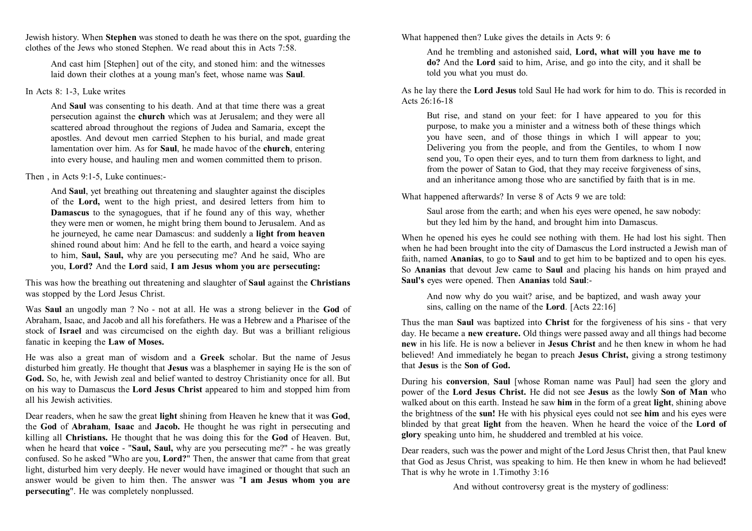Jewish history. When **Stephen** was stoned to death he was there on the spot, guarding the clothes of the Jews who stoned Stephen. We read about this in Acts 7:58.

> And cast him [Stephen] out of the city, and stoned him: and the witnesses laid down their clothes at a young man's feet, whose name was **Saul**.

In Acts 8: 1-3, Luke writes

> And **Saul** was consenting to his death. And at that time there was a great persecution against the **church** which was at Jerusalem; and they were all scattered abroad throughout the regions of Judea and Samaria, except the apostles. And devout men carried Stephen to his burial, and made great lamentation over him. As for **Saul**, he made havoc of the **church**, entering into every house, and hauling men and women committed them to prison.

Then , in Acts 9:1-5, Luke continues:-

> And **Saul**, yet breathing out threatening and slaughter against the disciples of the **Lord,** went to the high priest, and desired letters from him to **Damascus** to the synagogues, that if he found any of this way, whether they were men or women, he might bring them bound to Jerusalem. And as he journeyed, he came near Damascus: and suddenly a **light from heaven** shined round about him: And he fell to the earth, and heard a voice saying to him, **Saul, Saul,** why are you persecuting me? And he said, Who are you, **Lord?** And the **Lord** said, **I am Jesus whom you are persecuting:**

This was how the breathing out threatening and slaughter of **Saul** against the **Christians** was stopped by the Lord Jesus Christ.

Was **Saul** an ungodly man ? No - not at all. He was a strong believer in the **God** of Abraham, Isaac, and Jacob and all his forefathers. He was a Hebrew and a Pharisee of the stock of **Israel** and was circumcised on the eighth day. But was a brilliant religious fanatic in keeping the **Law of Moses.**

He was also a great man of wisdom and a **Greek** scholar. But the name of Jesus disturbed him greatly. He thought that **Jesus** was a blasphemer in saying He is the son of **God.** So, he, with Jewish zeal and belief wanted to destroy Christianity once for all. But on his way to Damascus the **Lord Jesus Christ** appeared to him and stopped him from all his Jewish activities.

Dear readers, when he saw the great **light** shining from Heaven he knew that it was **God**, the **God** of **Abraham**, **Isaac** and **Jacob.** He thought he was right in persecuting and killing all **Christians.** He thought that he was doing this for the **God** of Heaven. But, when he heard that **voice** - "**Saul, Saul,** why are you persecuting me?" - he was greatly confused. So he asked "Who are you, **Lord?**" Then, the answer that came from that great light, disturbed him very deeply. He never would have imagined or thought that such an answer would be given to him then. The answer was "**I am Jesus whom you are persecuting**". He was completely nonplussed.

What happened then? Luke gives the details in Acts 9: 6

> And he trembling and astonished said, **Lord, what will you have me to do?** And the **Lord** said to him, Arise, and go into the city, and it shall be told you what you must do.

As he lay there the **Lord Jesus** told Saul He had work for him to do. This is recorded in Acts 26:16-18

> But rise, and stand on your feet: for I have appeared to you for this purpose, to make you a minister and a witness both of these things which you have seen, and of those things in which I will appear to you; Delivering you from the people, and from the Gentiles, to whom I now send you, To open their eyes, and to turn them from darkness to light, and from the power of Satan to God, that they may receive forgiveness of sins, and an inheritance among those who are sanctified by faith that is in me.

What happened afterwards? In verse 8 of Acts 9 we are told:

> Saul arose from the earth; and when his eyes were opened, he saw nobody: but they led him by the hand, and brought him into Damascus.

When he opened his eyes he could see nothing with them. He had lost his sight. Then when he had been brought into the city of Damascus the Lord instructed a Jewish man of faith, named **Ananias**, to go to **Saul** and to get him to be baptized and to open his eyes. So **Ananias** that devout Jew came to **Saul** and placing his hands on him prayed and **Saul's** eyes were opened. Then **Ananias** told **Saul**:-

> And now why do you wait? arise, and be baptized, and wash away your sins, calling on the name of the **Lord**. [Acts 22:16]

Thus the man **Saul** was baptized into **Christ** for the forgiveness of his sins - that very day. He became a **new creature.** Old things were passed away and all things had become **new** in his life. He is now a believer in **Jesus Christ** and he then knew in whom he had believed! And immediately he began to preach **Jesus Christ,** giving a strong testimony that **Jesus** is the **Son of God.**

During his **conversion**, **Saul** [whose Roman name was Paul] had seen the glory and power of the **Lord Jesus Christ.** He did not see **Jesus** as the lowly **Son of Man** who walked about on this earth. Instead he saw **him** in the form of a great **light**, shining above the brightness of the **sun!** He with his physical eyes could not see **him** and his eyes were blinded by that great **light** from the heaven. When he heard the voice of the **Lord of glory** speaking unto him, he shuddered and trembled at his voice.

Dear readers, such was the power and might of the Lord Jesus Christ then, that Paul knew that God as Jesus Christ, was speaking to him. He then knew in whom he had believed**!** That is why he wrote in 1.Timothy 3:16

> And without controversy great is the mystery of godliness: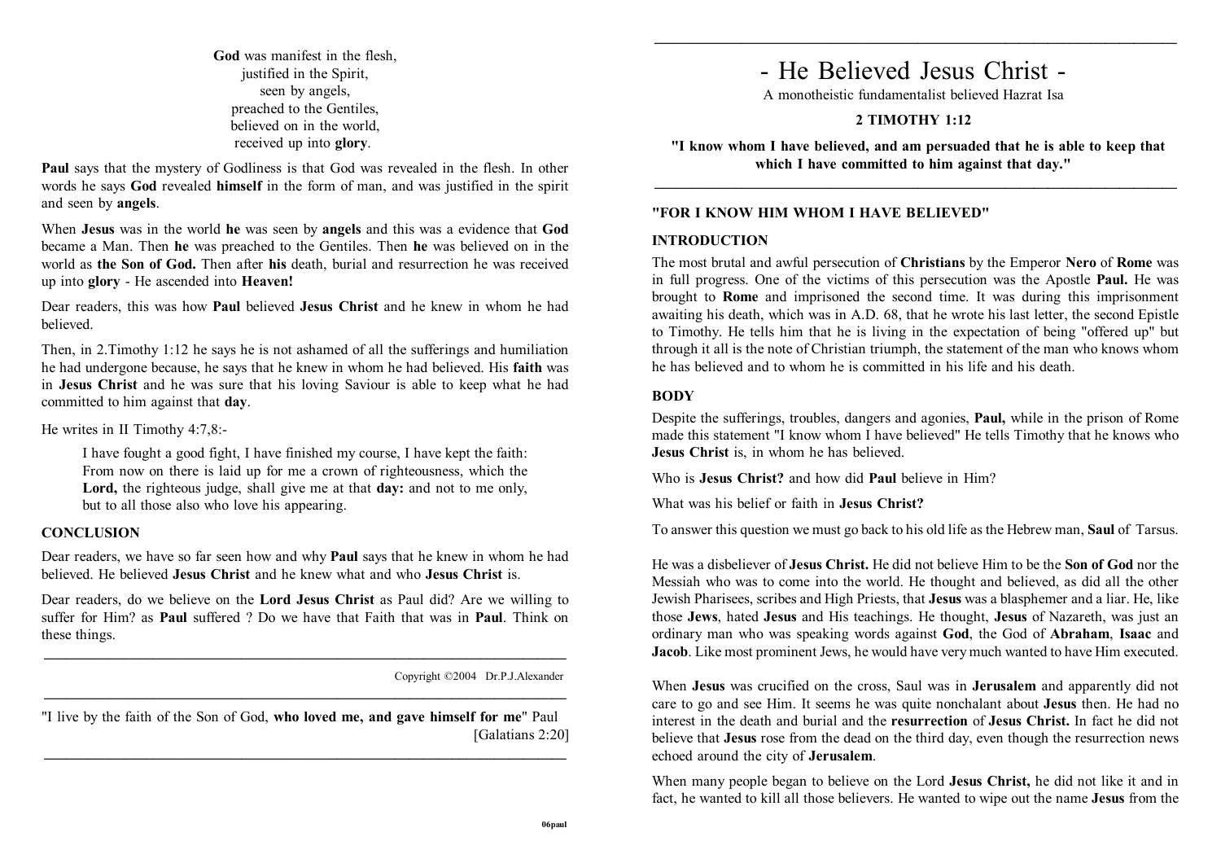God was manifest in the flesh,
justified in the Spirit,
seen by angels,
preached to the Gentiles,
believed on in the world,
received up into **glory**.

**Paul** says that the mystery of Godliness is that God was revealed in the flesh. In other words he says **God** revealed **himself** in the form of man, and was justified in the spirit and seen by **angels**.

When **Jesus** was in the world **he** was seen by **angels** and this was a evidence that **God** became a Man. Then **he** was preached to the Gentiles. Then **he** was believed on in the world as **the Son of God.** Then after **his** death, burial and resurrection he was received up into **glory** - He ascended into **Heaven!**

Dear readers, this was how **Paul** believed **Jesus Christ** and he knew in whom he had believed.

Then, in 2.Timothy 1:12 he says he is not ashamed of all the sufferings and humiliation he had undergone because, he says that he knew in whom he had believed. His **faith** was in **Jesus Christ** and he was sure that his loving Saviour is able to keep what he had committed to him against that **day**.

He writes in II Timothy 4:7,8:-

> I have fought a good fight, I have finished my course, I have kept the faith: From now on there is laid up for me a crown of righteousness, which the **Lord,** the righteous judge, shall give me at that **day:** and not to me only, but to all those also who love his appearing.

**CONCLUSION**

Dear readers, we have so far seen how and why **Paul** says that he knew in whom he had believed. He believed **Jesus Christ** and he knew what and who **Jesus Christ** is.

Dear readers, do we believe on the **Lord Jesus Christ** as Paul did? Are we willing to suffer for Him? as **Paul** suffered ? Do we have that Faith that was in **Paul**. Think on these things.

---

Copyright ©2004 Dr.P.J.Alexander

---

"I live by the faith of the Son of God, **who loved me, and gave himself for me**" Paul [Galatians 2:20]

---

# - He Believed Jesus Christ -

A monotheistic fundamentalist believed Hazrat Isa

**2 TIMOTHY 1:12**

**"I know whom I have believed, and am persuaded that he is able to keep that which I have committed to him against that day."**

---

**"FOR I KNOW HIM WHOM I HAVE BELIEVED"**

**INTRODUCTION**

The most brutal and awful persecution of **Christians** by the Emperor **Nero** of **Rome** was in full progress. One of the victims of this persecution was the Apostle **Paul.** He was brought to **Rome** and imprisoned the second time. It was during this imprisonment awaiting his death, which was in A.D. 68, that he wrote his last letter, the second Epistle to Timothy. He tells him that he is living in the expectation of being "offered up" but through it all is the note of Christian triumph, the statement of the man who knows whom he has believed and to whom he is committed in his life and his death.

**BODY**

Despite the sufferings, troubles, dangers and agonies, **Paul,** while in the prison of Rome made this statement "I know whom I have believed" He tells Timothy that he knows who **Jesus Christ** is, in whom he has believed.

Who is **Jesus Christ?** and how did **Paul** believe in Him?

What was his belief or faith in **Jesus Christ?**

To answer this question we must go back to his old life as the Hebrew man, **Saul** of Tarsus.

He was a disbeliever of **Jesus Christ.** He did not believe Him to be the **Son of God** nor the Messiah who was to come into the world. He thought and believed, as did all the other Jewish Pharisees, scribes and High Priests, that **Jesus** was a blasphemer and a liar. He, like those **Jews**, hated **Jesus** and His teachings. He thought, **Jesus** of Nazareth, was just an ordinary man who was speaking words against **God**, the God of **Abraham**, **Isaac** and **Jacob**. Like most prominent Jews, he would have very much wanted to have Him executed.

When **Jesus** was crucified on the cross, Saul was in **Jerusalem** and apparently did not care to go and see Him. It seems he was quite nonchalant about **Jesus** then. He had no interest in the death and burial and the **resurrection** of **Jesus Christ.** In fact he did not believe that **Jesus** rose from the dead on the third day, even though the resurrection news echoed around the city of **Jerusalem**.

When many people began to believe on the Lord **Jesus Christ,** he did not like it and in fact, he wanted to kill all those believers. He wanted to wipe out the name **Jesus** from the